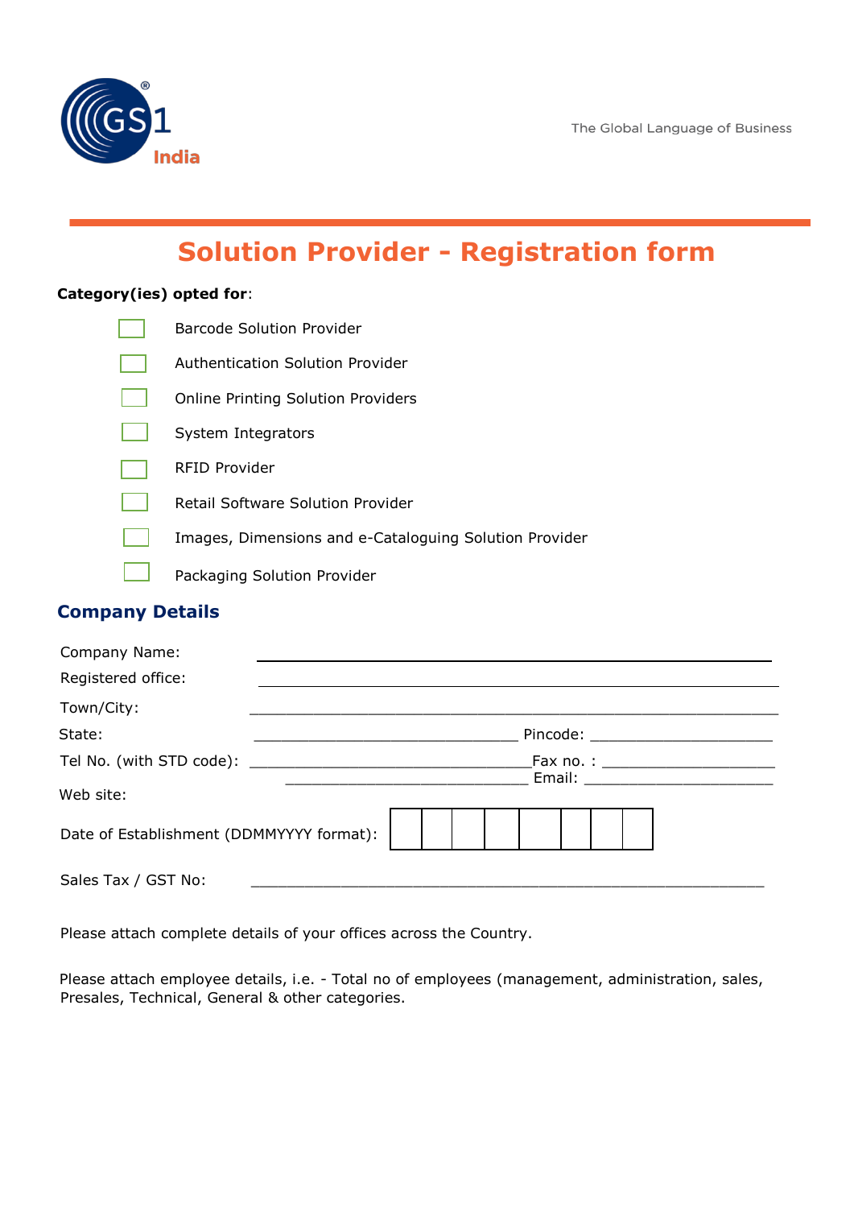GS1 India

The Global Language of Business

# Solution Provider - Registration form

**Category(ies) opted for**:

- ☐ Barcode Solution Provider
- ☐ Authentication Solution Provider
- ☐ Online Printing Solution Providers
- ☐ System Integrators
- ☐ RFID Provider
- ☐ Retail Software Solution Provider
- ☐ Images, Dimensions and e-Cataloguing Solution Provider
- ☐ Packaging Solution Provider

## Company Details

Company Name: ______________________________________________

Registered office: ______________________________________________

Town/City: ______________________________________________

State: ______________________________ Pincode: ____________________

Tel No. (with STD code): ______________________________ Fax no. : ____________________

______________________________ Email: ____________________

Web site:

Date of Establishment (DDMMYYYY format):

| | | | | | | | |
|---|---|---|---|---|---|---|---|
| | | | | | | | |

Sales Tax / GST No: ______________________________________________

Please attach complete details of your offices across the Country.

Please attach employee details, i.e. - Total no of employees (management, administration, sales, Presales, Technical, General & other categories.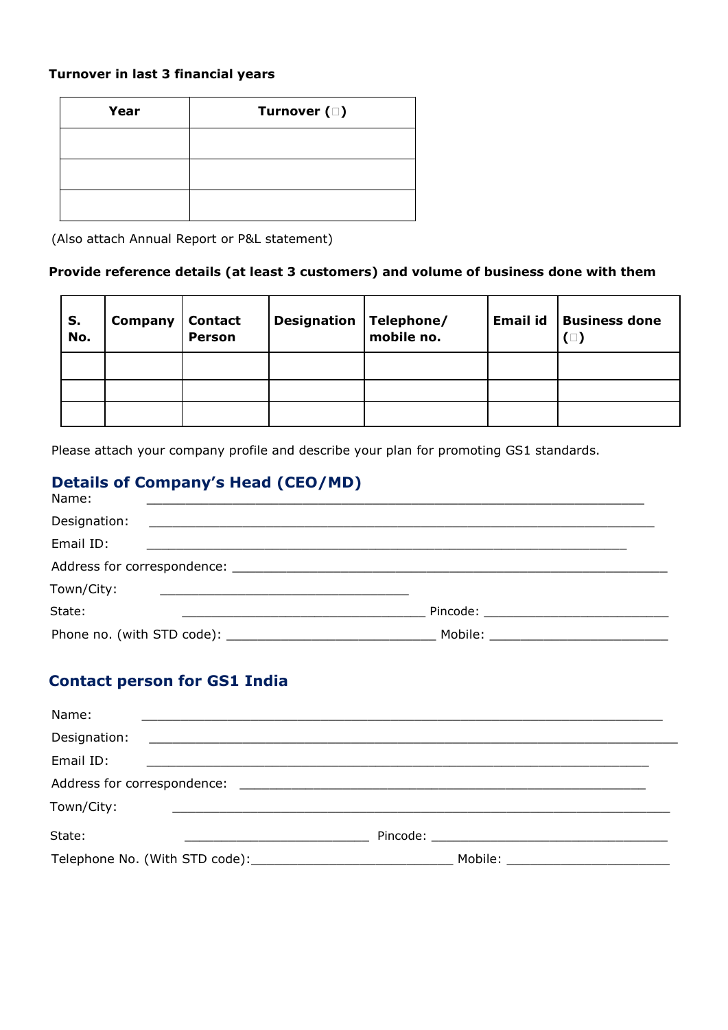**Turnover in last 3 financial years**

| Year | Turnover (□) |
|---|---|
| | |
| | |
| | |

(Also attach Annual Report or P&L statement)

**Provide reference details (at least 3 customers) and volume of business done with them**

| S. No. | Company | Contact Person | Designation | Telephone/ mobile no. | Email id | Business done (□) |
|---|---|---|---|---|---|---|
| | | | | | | |
| | | | | | | |
| | | | | | | |

Please attach your company profile and describe your plan for promoting GS1 standards.

## Details of Company's Head (CEO/MD)

Name: ____________________________________________________________________

Designation: ____________________________________________________________________

Email ID: ____________________________________________________________________

Address for correspondence: ____________________________________________________________

Town/City: ____________________________________

State: ____________________________________ Pincode: __________________________

Phone no. (with STD code): ____________________________ Mobile: __________________________

## Contact person for GS1 India

Name: ____________________________________________________________________

Designation: ____________________________________________________________________

Email ID: ____________________________________________________________________

Address for correspondence: ____________________________________________________________

Town/City: ____________________________________________________________________

State: __________________________ Pincode: ____________________________________

Telephone No. (With STD code):____________________________ Mobile: ________________________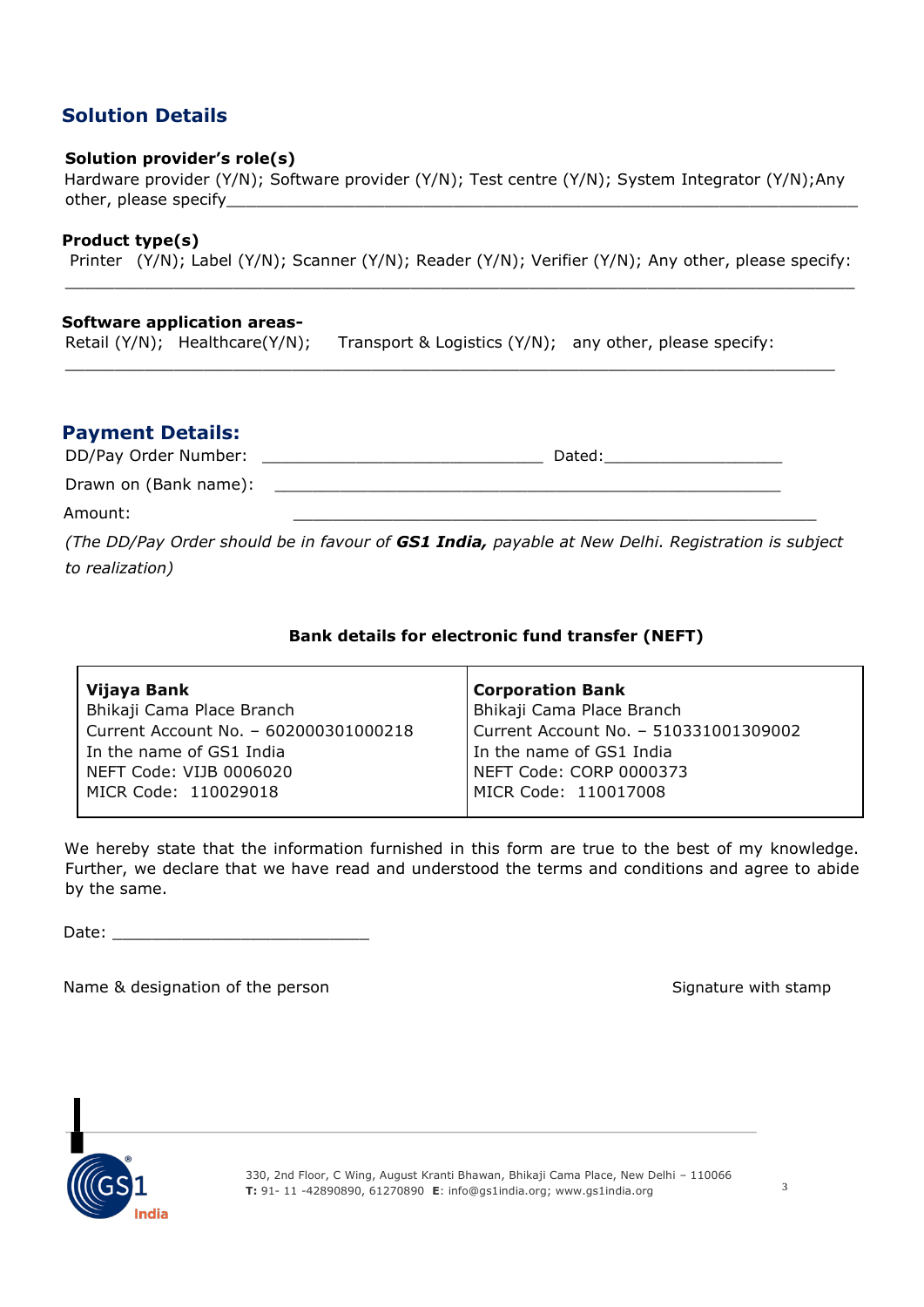## Solution Details

**Solution provider's role(s)**

Hardware provider (Y/N); Software provider (Y/N); Test centre (Y/N); System Integrator (Y/N);Any other, please specify_______________________________________________________________

**Product type(s)**

Printer (Y/N); Label (Y/N); Scanner (Y/N); Reader (Y/N); Verifier (Y/N); Any other, please specify:

_______________________________________________________________________________

**Software application areas-**

Retail (Y/N); Healthcare(Y/N); Transport & Logistics (Y/N); any other, please specify:

_______________________________________________________________________________

## Payment Details:

DD/Pay Order Number: _____________________________ Dated:__________________

Drawn on (Bank name): _____________________________________________________

Amount: _____________________________________________________

*(The DD/Pay Order should be in favour of **GS1 India,** payable at New Delhi. Registration is subject to realization)*

**Bank details for electronic fund transfer (NEFT)**

| **Vijaya Bank** | **Corporation Bank** |
|---|---|
| Bhikaji Cama Place Branch | Bhikaji Cama Place Branch |
| Current Account No. – 602000301000218 | Current Account No. – 510331001309002 |
| In the name of GS1 India | In the name of GS1 India |
| NEFT Code: VIJB 0006020 | NEFT Code: CORP 0000373 |
| MICR Code: 110029018 | MICR Code: 110017008 |

We hereby state that the information furnished in this form are true to the best of my knowledge. Further, we declare that we have read and understood the terms and conditions and agree to abide by the same.

Date: ___________________________

Name & designation of the person

Signature with stamp

330, 2nd Floor, C Wing, August Kranti Bhawan, Bhikaji Cama Place, New Delhi – 110066
**T:** 91- 11 -42890890, 61270890 **E**: info@gs1india.org; www.gs1india.org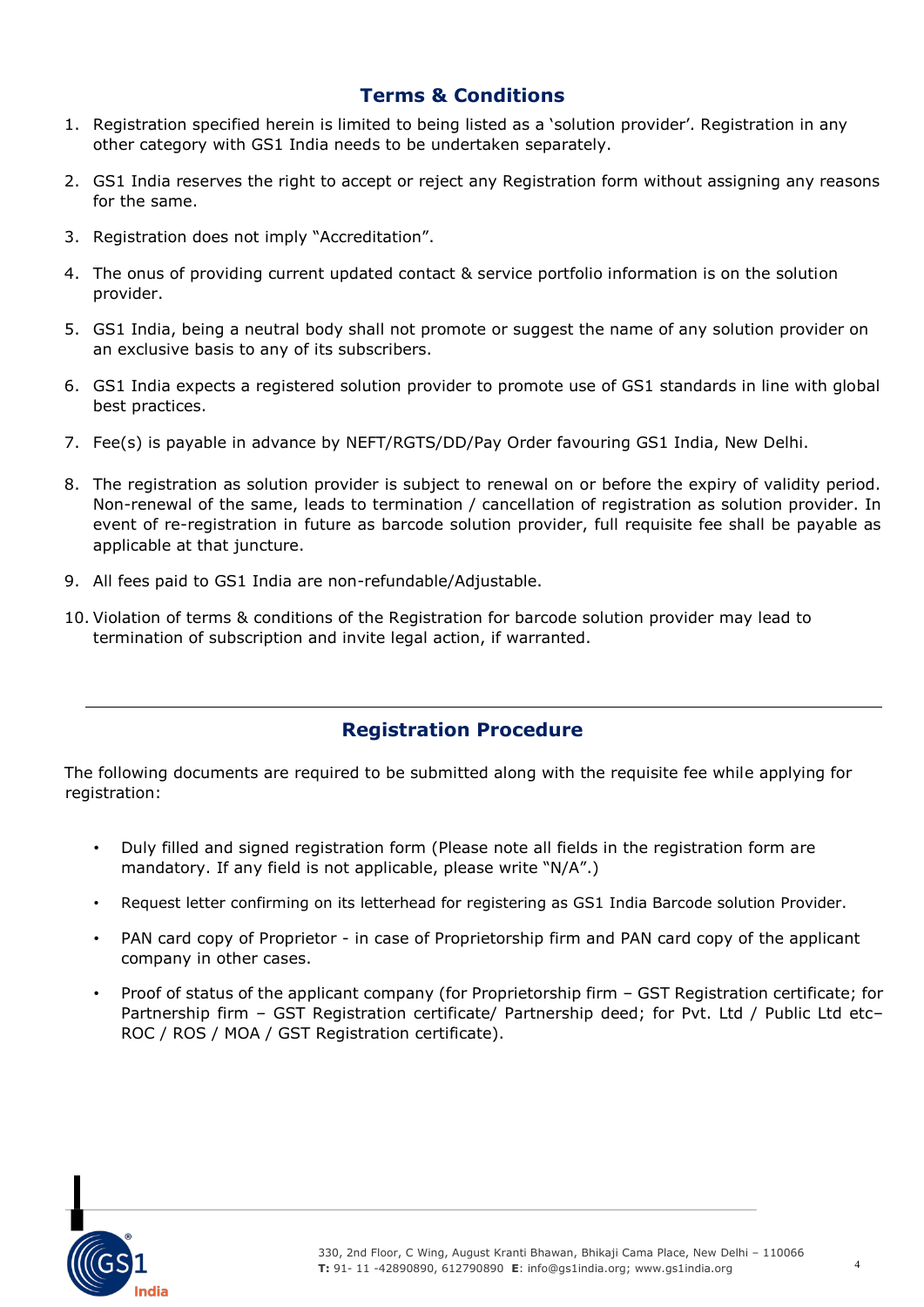## Terms & Conditions

1. Registration specified herein is limited to being listed as a 'solution provider'. Registration in any other category with GS1 India needs to be undertaken separately.
2. GS1 India reserves the right to accept or reject any Registration form without assigning any reasons for the same.
3. Registration does not imply "Accreditation".
4. The onus of providing current updated contact & service portfolio information is on the solution provider.
5. GS1 India, being a neutral body shall not promote or suggest the name of any solution provider on an exclusive basis to any of its subscribers.
6. GS1 India expects a registered solution provider to promote use of GS1 standards in line with global best practices.
7. Fee(s) is payable in advance by NEFT/RGTS/DD/Pay Order favouring GS1 India, New Delhi.
8. The registration as solution provider is subject to renewal on or before the expiry of validity period. Non-renewal of the same, leads to termination / cancellation of registration as solution provider. In event of re-registration in future as barcode solution provider, full requisite fee shall be payable as applicable at that juncture.
9. All fees paid to GS1 India are non-refundable/Adjustable.
10. Violation of terms & conditions of the Registration for barcode solution provider may lead to termination of subscription and invite legal action, if warranted.

---

## Registration Procedure

The following documents are required to be submitted along with the requisite fee while applying for registration:

- Duly filled and signed registration form (Please note all fields in the registration form are mandatory. If any field is not applicable, please write "N/A".)
- Request letter confirming on its letterhead for registering as GS1 India Barcode solution Provider.
- PAN card copy of Proprietor - in case of Proprietorship firm and PAN card copy of the applicant company in other cases.
- Proof of status of the applicant company (for Proprietorship firm – GST Registration certificate; for Partnership firm – GST Registration certificate/ Partnership deed; for Pvt. Ltd / Public Ltd etc– ROC / ROS / MOA / GST Registration certificate).

330, 2nd Floor, C Wing, August Kranti Bhawan, Bhikaji Cama Place, New Delhi – 110066
**T:** 91- 11 -42890890, 612790890 **E**: info@gs1india.org; www.gs1india.org